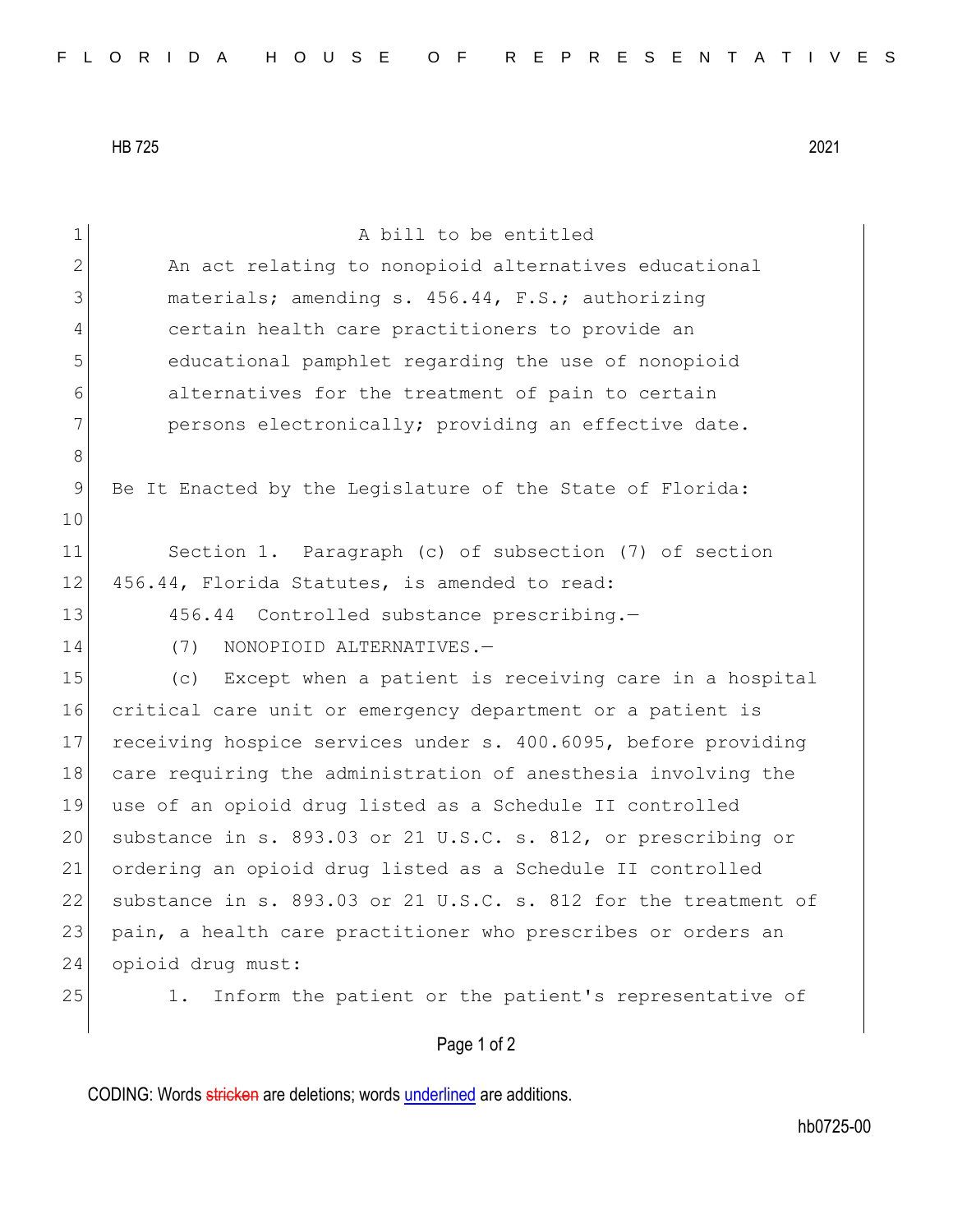HB 725 2021

A bill to be entitled

An act relating to nonopioid alternatives educational materials; amending s. 456.44, F.S.; authorizing certain health care practitioners to provide an educational pamphlet regarding the use of nonopioid alternatives for the treatment of pain to certain persons electronically; providing an effective date.

Be It Enacted by the Legislature of the State of Florida:

Section 1. Paragraph (c) of subsection (7) of section 456.44, Florida Statutes, is amended to read:

456.44 Controlled substance prescribing.—

(7) NONOPIOID ALTERNATIVES.—

(c) Except when a patient is receiving care in a hospital critical care unit or emergency department or a patient is receiving hospice services under s. 400.6095, before providing care requiring the administration of anesthesia involving the use of an opioid drug listed as a Schedule II controlled substance in s. 893.03 or 21 U.S.C. s. 812, or prescribing or ordering an opioid drug listed as a Schedule II controlled substance in s. 893.03 or 21 U.S.C. s. 812 for the treatment of pain, a health care practitioner who prescribes or orders an opioid drug must:

1. Inform the patient or the patient's representative of

CODING: Words stricken are deletions; words underlined are additions.

hb0725-00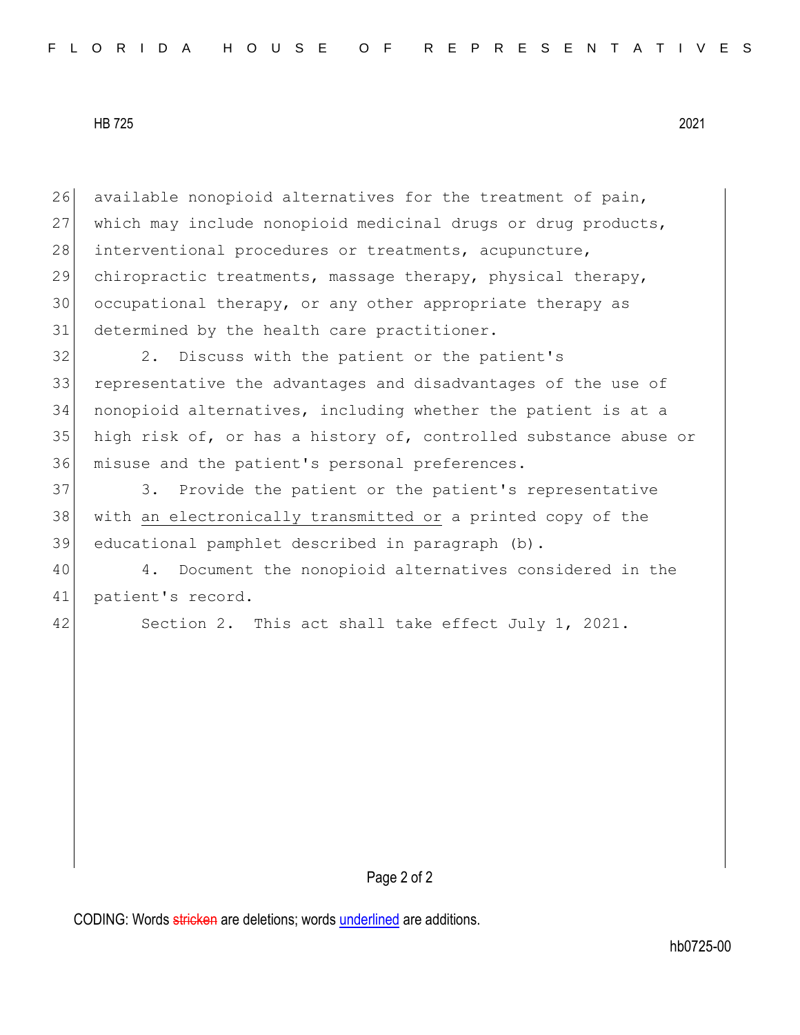available nonopioid alternatives for the treatment of pain, which may include nonopioid medicinal drugs or drug products, interventional procedures or treatments, acupuncture, chiropractic treatments, massage therapy, physical therapy, occupational therapy, or any other appropriate therapy as determined by the health care practitioner.

2. Discuss with the patient or the patient's representative the advantages and disadvantages of the use of nonopioid alternatives, including whether the patient is at a high risk of, or has a history of, controlled substance abuse or misuse and the patient's personal preferences.

3. Provide the patient or the patient's representative with <u>an electronically transmitted or</u> a printed copy of the educational pamphlet described in paragraph (b).

4. Document the nonopioid alternatives considered in the patient's record.

Section 2. This act shall take effect July 1, 2021.